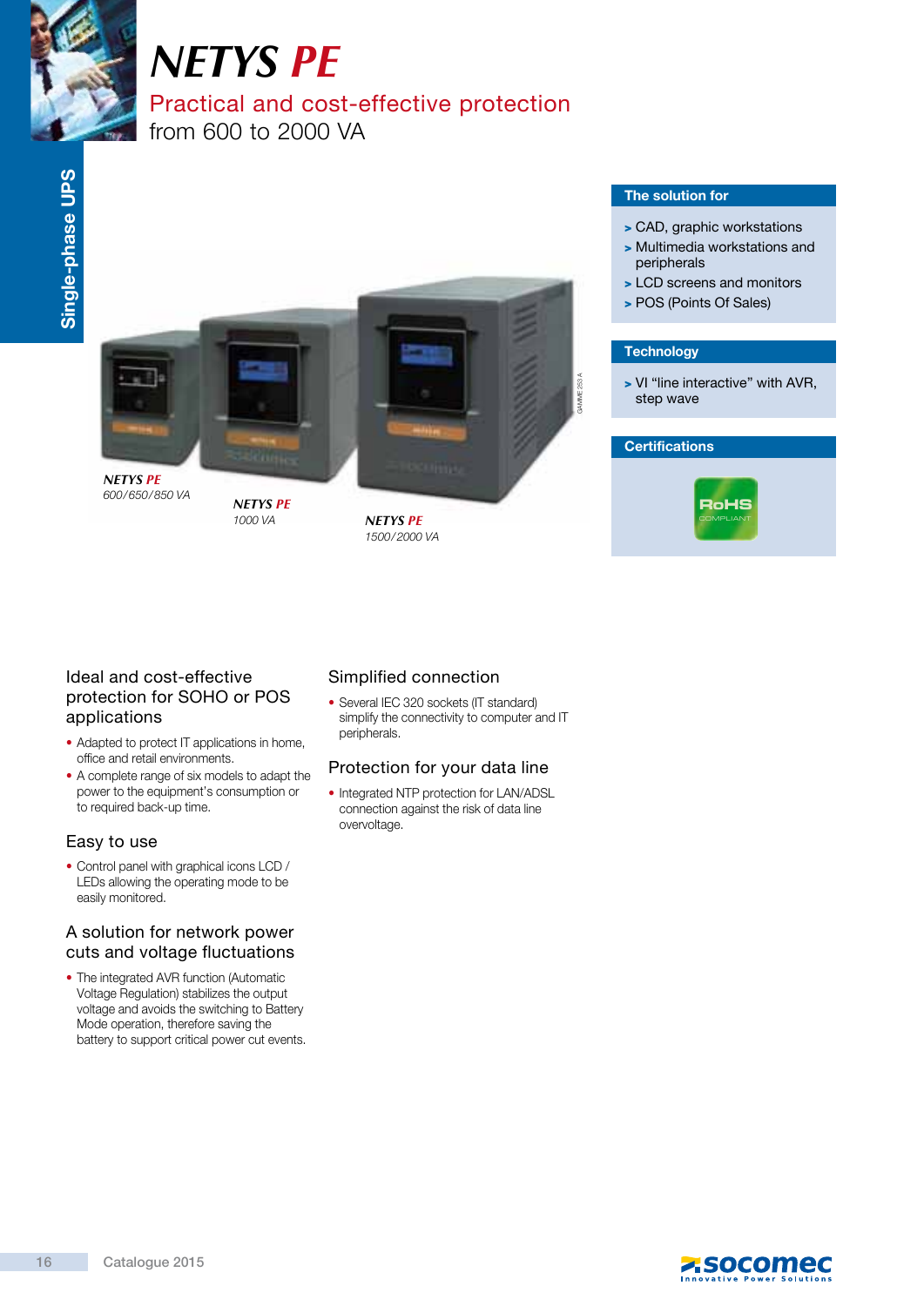# NETYS PE

## Practical and cost-effective protection

from 600 to 2000 VA

*NETYS PE*
*600/650/850 VA*

*NETYS PE*
*1000 VA*

*NETYS PE*
*1500/2000 VA*

### The solution for

- CAD, graphic workstations
- Multimedia workstations and peripherals
- LCD screens and monitors
- POS (Points Of Sales)

### Technology

- VI "line interactive" with AVR, step wave

### Certifications

RoHS COMPLIANT

### Ideal and cost-effective protection for SOHO or POS applications

- Adapted to protect IT applications in home, office and retail environments.
- A complete range of six models to adapt the power to the equipment's consumption or to required back-up time.

### Easy to use

- Control panel with graphical icons LCD / LEDs allowing the operating mode to be easily monitored.

### A solution for network power cuts and voltage fluctuations

- The integrated AVR function (Automatic Voltage Regulation) stabilizes the output voltage and avoids the switching to Battery Mode operation, therefore saving the battery to support critical power cut events.

### Simplified connection

- Several IEC 320 sockets (IT standard) simplify the connectivity to computer and IT peripherals.

### Protection for your data line

- Integrated NTP protection for LAN/ADSL connection against the risk of data line overvoltage.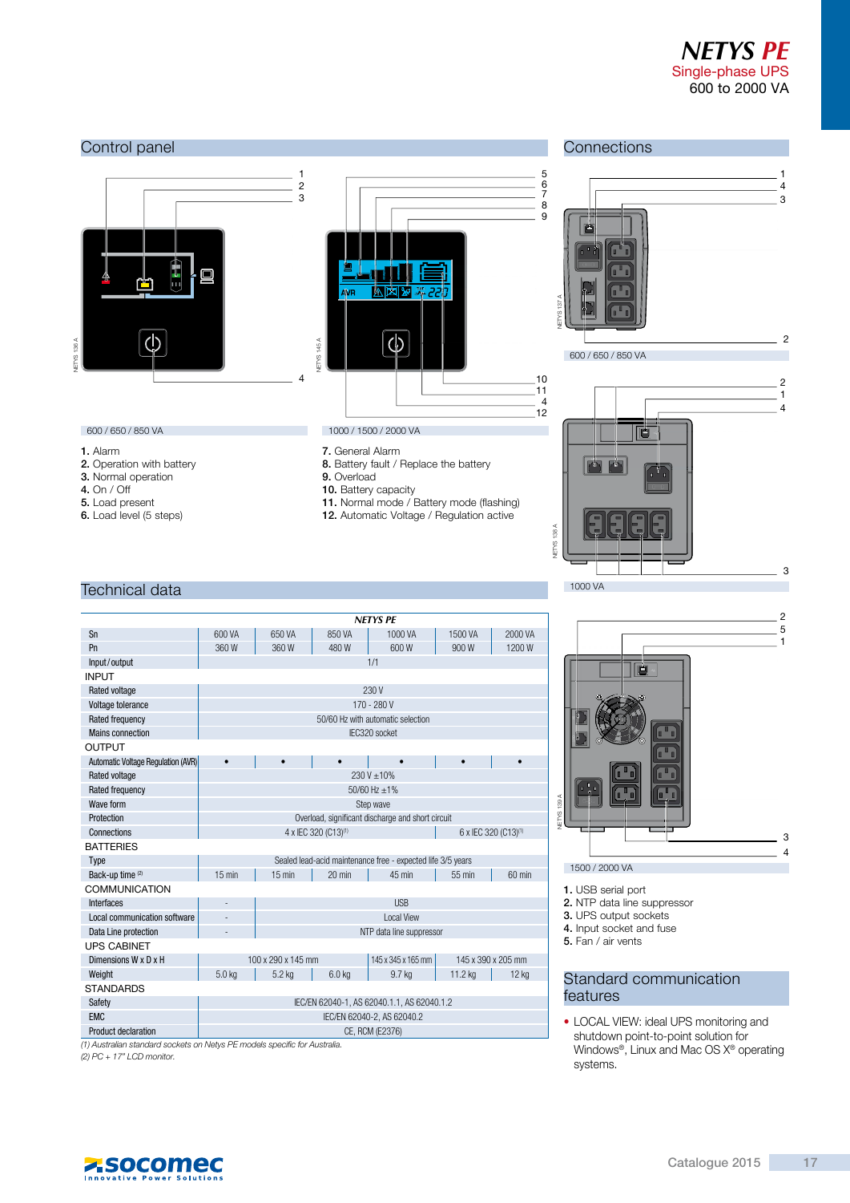# NETYS PE

Single-phase UPS

600 to 2000 VA

## Control panel

600 / 650 / 850 VA

1000 / 1500 / 2000 VA

1. Alarm
2. Operation with battery
3. Normal operation
4. On / Off
5. Load present
6. Load level (5 steps)
7. General Alarm
8. Battery fault / Replace the battery
9. Overload
10. Battery capacity
11. Normal mode / Battery mode (flashing)
12. Automatic Voltage / Regulation active

## Connections

600 / 650 / 850 VA

1000 VA

1500 / 2000 VA

1. USB serial port
2. NTP data line suppressor
3. UPS output sockets
4. Input socket and fuse
5. Fan / air vents

## Technical data

| | NETYS PE | | | | | |
|---|---|---|---|---|---|---|
| Sn | 600 VA | 650 VA | 850 VA | 1000 VA | 1500 VA | 2000 VA |
| Pn | 360 W | 360 W | 480 W | 600 W | 900 W | 1200 W |
| Input/output | 1/1 | | | | | |
| **INPUT** | | | | | | |
| Rated voltage | 230 V | | | | | |
| Voltage tolerance | 170 - 280 V | | | | | |
| Rated frequency | 50/60 Hz with automatic selection | | | | | |
| Mains connection | IEC320 socket | | | | | |
| **OUTPUT** | | | | | | |
| Automatic Voltage Regulation (AVR) | • | • | • | • | • | • |
| Rated voltage | 230 V ±10% | | | | | |
| Rated frequency | 50/60 Hz ±1% | | | | | |
| Wave form | Step wave | | | | | |
| Protection | Overload, significant discharge and short circuit | | | | | |
| Connections | 4 x IEC 320 (C13)(1) | | | | 6 x IEC 320 (C13)(1) | |
| **BATTERIES** | | | | | | |
| Type | Sealed lead-acid maintenance free - expected life 3/5 years | | | | | |
| Back-up time (2) | 15 min | 15 min | 20 min | 45 min | 55 min | 60 min |
| **COMMUNICATION** | | | | | | |
| Interfaces | - | USB | | | | |
| Local communication software | - | Local View | | | | |
| Data Line protection | - | NTP data line suppressor | | | | |
| **UPS CABINET** | | | | | | |
| Dimensions W x D x H | 100 x 290 x 145 mm | | | 145 x 345 x 165 mm | 145 x 390 x 205 mm | |
| Weight | 5.0 kg | 5.2 kg | 6.0 kg | 9.7 kg | 11.2 kg | 12 kg |
| **STANDARDS** | | | | | | |
| Safety | IEC/EN 62040-1, AS 62040.1.1, AS 62040.1.2 | | | | | |
| EMC | IEC/EN 62040-2, AS 62040.2 | | | | | |
| Product declaration | CE, RCM (E2376) | | | | | |

*(1) Australian standard sockets on Netys PE models specific for Australia.*
*(2) PC + 17" LCD monitor.*

## Standard communication features

- LOCAL VIEW: ideal UPS monitoring and shutdown point-to-point solution for Windows®, Linux and Mac OS X® operating systems.

socomec
Innovative Power Solutions

Catalogue 2015